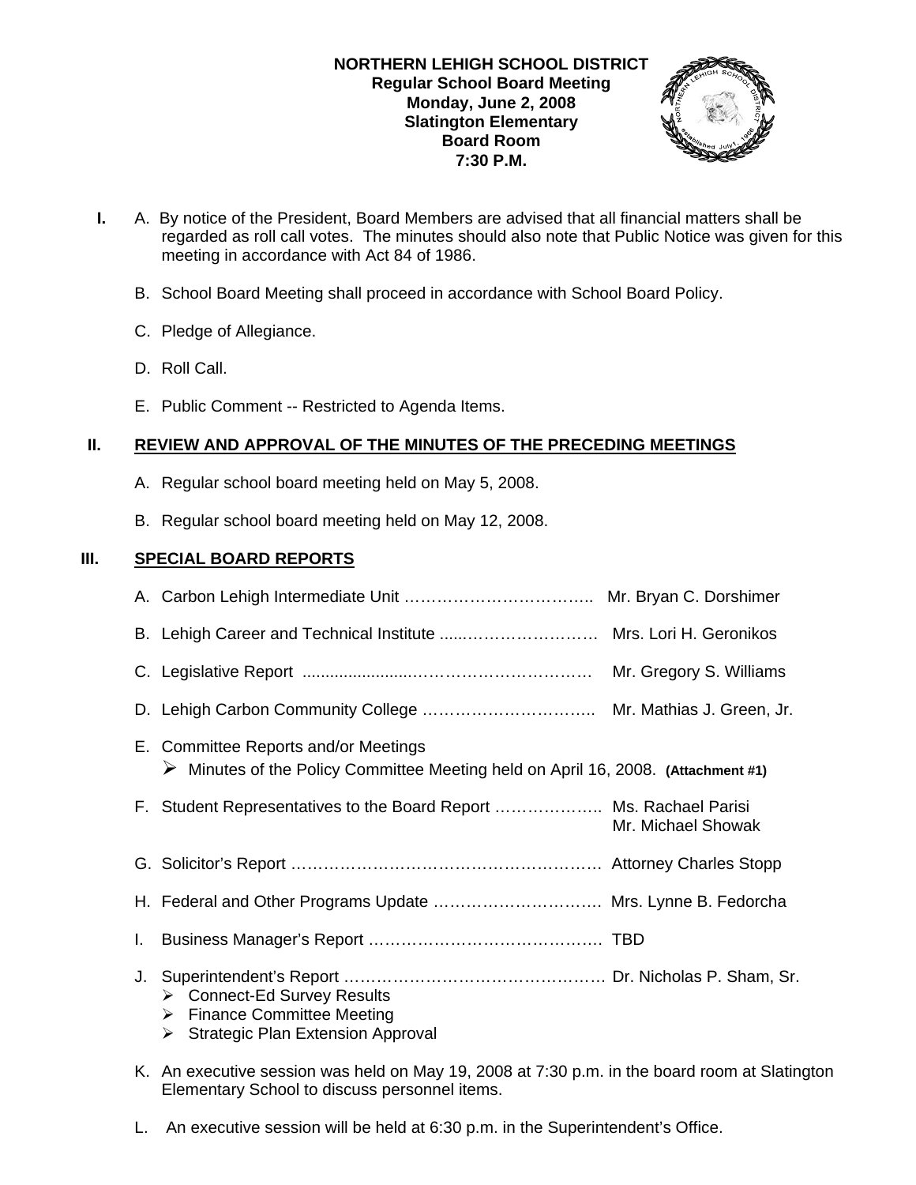**NORTHERN LEHIGH SCHOOL DISTRICT**
**Regular School Board Meeting**
**Monday, June 2, 2008**
**Slatington Elementary**
**Board Room**
**7:30 P.M.**

**I.** A. By notice of the President, Board Members are advised that all financial matters shall be regarded as roll call votes. The minutes should also note that Public Notice was given for this meeting in accordance with Act 84 of 1986.

B. School Board Meeting shall proceed in accordance with School Board Policy.

C. Pledge of Allegiance.

D. Roll Call.

E. Public Comment -- Restricted to Agenda Items.

## II. REVIEW AND APPROVAL OF THE MINUTES OF THE PRECEDING MEETINGS

A. Regular school board meeting held on May 5, 2008.

B. Regular school board meeting held on May 12, 2008.

## III. SPECIAL BOARD REPORTS

A. Carbon Lehigh Intermediate Unit …………………………….. Mr. Bryan C. Dorshimer

B. Lehigh Career and Technical Institute ......……………………… Mrs. Lori H. Geronikos

C. Legislative Report .......................…………………………… Mr. Gregory S. Williams

D. Lehigh Carbon Community College ………………………….. Mr. Mathias J. Green, Jr.

E. Committee Reports and/or Meetings
- Minutes of the Policy Committee Meeting held on April 16, 2008. **(Attachment #1)**

F. Student Representatives to the Board Report ……………….. Ms. Rachael Parisi
Mr. Michael Showak

G. Solicitor's Report ………………………………………………… Attorney Charles Stopp

H. Federal and Other Programs Update …………………………. Mrs. Lynne B. Fedorcha

I. Business Manager's Report …………………………………… TBD

J. Superintendent's Report ………………………………………… Dr. Nicholas P. Sham, Sr.
- Connect-Ed Survey Results
- Finance Committee Meeting
- Strategic Plan Extension Approval

K. An executive session was held on May 19, 2008 at 7:30 p.m. in the board room at Slatington Elementary School to discuss personnel items.

L. An executive session will be held at 6:30 p.m. in the Superintendent's Office.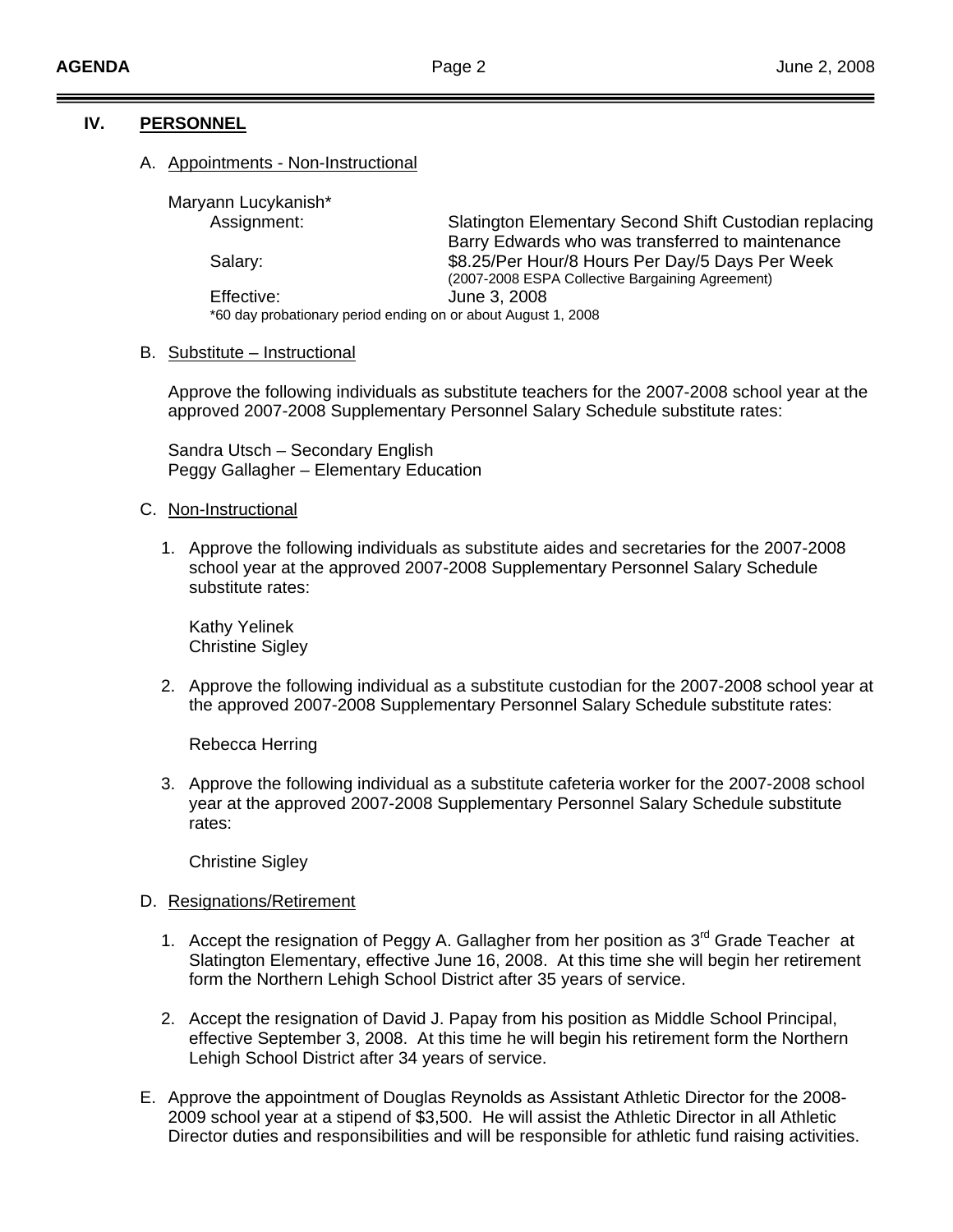## IV. PERSONNEL

A. Appointments - Non-Instructional

Maryann Lucykanish*

| | |
|---|---|
| Assignment: | Slatington Elementary Second Shift Custodian replacing Barry Edwards who was transferred to maintenance |
| Salary: | $8.25/Per Hour/8 Hours Per Day/5 Days Per Week (2007-2008 ESPA Collective Bargaining Agreement) |
| Effective: | June 3, 2008 |

*60 day probationary period ending on or about August 1, 2008

B. Substitute – Instructional

Approve the following individuals as substitute teachers for the 2007-2008 school year at the approved 2007-2008 Supplementary Personnel Salary Schedule substitute rates:

Sandra Utsch – Secondary English
Peggy Gallagher – Elementary Education

C. Non-Instructional

1. Approve the following individuals as substitute aides and secretaries for the 2007-2008 school year at the approved 2007-2008 Supplementary Personnel Salary Schedule substitute rates:

   Kathy Yelinek
   Christine Sigley

2. Approve the following individual as a substitute custodian for the 2007-2008 school year at the approved 2007-2008 Supplementary Personnel Salary Schedule substitute rates:

   Rebecca Herring

3. Approve the following individual as a substitute cafeteria worker for the 2007-2008 school year at the approved 2007-2008 Supplementary Personnel Salary Schedule substitute rates:

   Christine Sigley

D. Resignations/Retirement

1. Accept the resignation of Peggy A. Gallagher from her position as 3rd Grade Teacher at Slatington Elementary, effective June 16, 2008. At this time she will begin her retirement form the Northern Lehigh School District after 35 years of service.

2. Accept the resignation of David J. Papay from his position as Middle School Principal, effective September 3, 2008. At this time he will begin his retirement form the Northern Lehigh School District after 34 years of service.

E. Approve the appointment of Douglas Reynolds as Assistant Athletic Director for the 2008-2009 school year at a stipend of $3,500. He will assist the Athletic Director in all Athletic Director duties and responsibilities and will be responsible for athletic fund raising activities.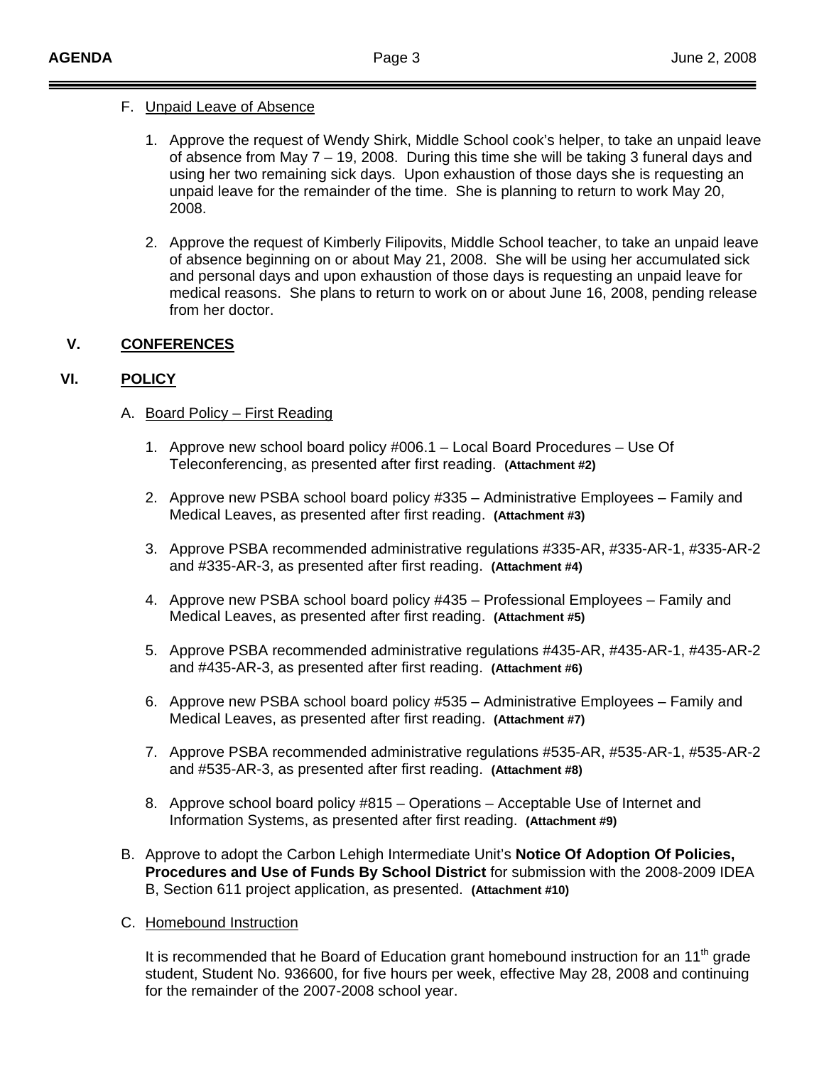F. Unpaid Leave of Absence

1. Approve the request of Wendy Shirk, Middle School cook's helper, to take an unpaid leave of absence from May 7 – 19, 2008. During this time she will be taking 3 funeral days and using her two remaining sick days. Upon exhaustion of those days she is requesting an unpaid leave for the remainder of the time. She is planning to return to work May 20, 2008.

2. Approve the request of Kimberly Filipovits, Middle School teacher, to take an unpaid leave of absence beginning on or about May 21, 2008. She will be using her accumulated sick and personal days and upon exhaustion of those days is requesting an unpaid leave for medical reasons. She plans to return to work on or about June 16, 2008, pending release from her doctor.

## V. CONFERENCES

## VI. POLICY

A. Board Policy – First Reading

1. Approve new school board policy #006.1 – Local Board Procedures – Use Of Teleconferencing, as presented after first reading. **(Attachment #2)**

2. Approve new PSBA school board policy #335 – Administrative Employees – Family and Medical Leaves, as presented after first reading. **(Attachment #3)**

3. Approve PSBA recommended administrative regulations #335-AR, #335-AR-1, #335-AR-2 and #335-AR-3, as presented after first reading. **(Attachment #4)**

4. Approve new PSBA school board policy #435 – Professional Employees – Family and Medical Leaves, as presented after first reading. **(Attachment #5)**

5. Approve PSBA recommended administrative regulations #435-AR, #435-AR-1, #435-AR-2 and #435-AR-3, as presented after first reading. **(Attachment #6)**

6. Approve new PSBA school board policy #535 – Administrative Employees – Family and Medical Leaves, as presented after first reading. **(Attachment #7)**

7. Approve PSBA recommended administrative regulations #535-AR, #535-AR-1, #535-AR-2 and #535-AR-3, as presented after first reading. **(Attachment #8)**

8. Approve school board policy #815 – Operations – Acceptable Use of Internet and Information Systems, as presented after first reading. **(Attachment #9)**

B. Approve to adopt the Carbon Lehigh Intermediate Unit's **Notice Of Adoption Of Policies, Procedures and Use of Funds By School District** for submission with the 2008-2009 IDEA B, Section 611 project application, as presented. **(Attachment #10)**

C. Homebound Instruction

It is recommended that he Board of Education grant homebound instruction for an 11th grade student, Student No. 936600, for five hours per week, effective May 28, 2008 and continuing for the remainder of the 2007-2008 school year.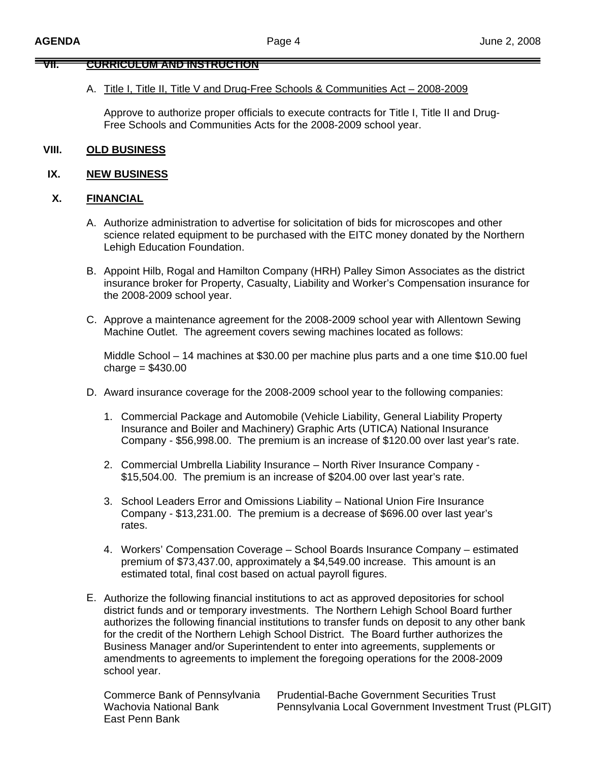## VII. CURRICULUM AND INSTRUCTION

A. Title I, Title II, Title V and Drug-Free Schools & Communities Act – 2008-2009

Approve to authorize proper officials to execute contracts for Title I, Title II and Drug-Free Schools and Communities Acts for the 2008-2009 school year.

## VIII. OLD BUSINESS

## IX. NEW BUSINESS

## X. FINANCIAL

A. Authorize administration to advertise for solicitation of bids for microscopes and other science related equipment to be purchased with the EITC money donated by the Northern Lehigh Education Foundation.

B. Appoint Hilb, Rogal and Hamilton Company (HRH) Palley Simon Associates as the district insurance broker for Property, Casualty, Liability and Worker's Compensation insurance for the 2008-2009 school year.

C. Approve a maintenance agreement for the 2008-2009 school year with Allentown Sewing Machine Outlet. The agreement covers sewing machines located as follows:

Middle School – 14 machines at $30.00 per machine plus parts and a one time $10.00 fuel charge = $430.00

D. Award insurance coverage for the 2008-2009 school year to the following companies:

1. Commercial Package and Automobile (Vehicle Liability, General Liability Property Insurance and Boiler and Machinery) Graphic Arts (UTICA) National Insurance Company - $56,998.00. The premium is an increase of $120.00 over last year's rate.
2. Commercial Umbrella Liability Insurance – North River Insurance Company - $15,504.00. The premium is an increase of $204.00 over last year's rate.
3. School Leaders Error and Omissions Liability – National Union Fire Insurance Company - $13,231.00. The premium is a decrease of $696.00 over last year's rates.
4. Workers' Compensation Coverage – School Boards Insurance Company – estimated premium of $73,437.00, approximately a $4,549.00 increase. This amount is an estimated total, final cost based on actual payroll figures.

E. Authorize the following financial institutions to act as approved depositories for school district funds and or temporary investments. The Northern Lehigh School Board further authorizes the following financial institutions to transfer funds on deposit to any other bank for the credit of the Northern Lehigh School District. The Board further authorizes the Business Manager and/or Superintendent to enter into agreements, supplements or amendments to agreements to implement the foregoing operations for the 2008-2009 school year.

Commerce Bank of Pennsylvania
Wachovia National Bank
East Penn Bank
Prudential-Bache Government Securities Trust
Pennsylvania Local Government Investment Trust (PLGIT)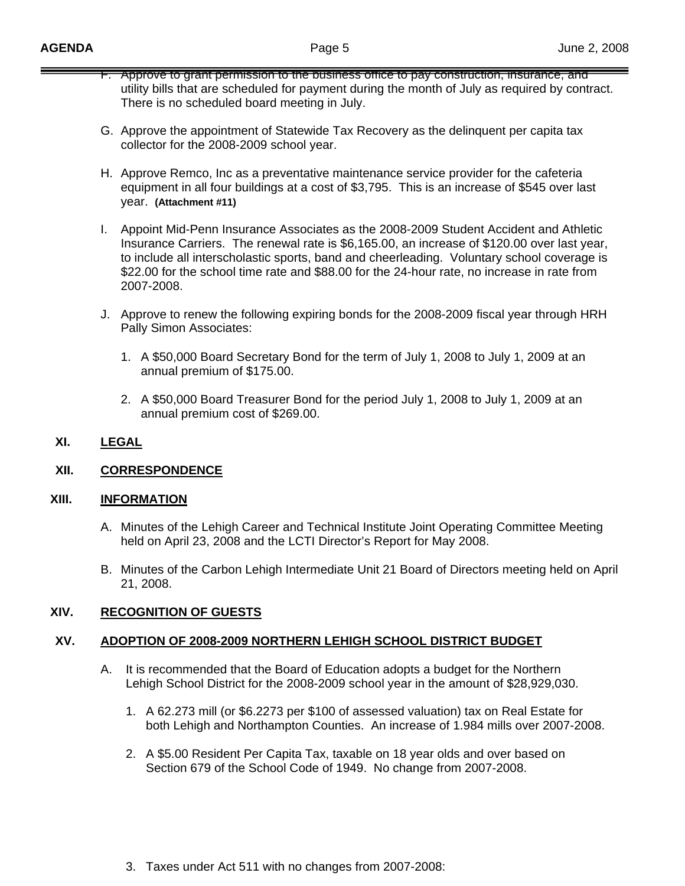F. Approve to grant permission to the business office to pay construction, insurance, and utility bills that are scheduled for payment during the month of July as required by contract. There is no scheduled board meeting in July.

G. Approve the appointment of Statewide Tax Recovery as the delinquent per capita tax collector for the 2008-2009 school year.

H. Approve Remco, Inc as a preventative maintenance service provider for the cafeteria equipment in all four buildings at a cost of $3,795. This is an increase of $545 over last year. **(Attachment #11)**

I. Appoint Mid-Penn Insurance Associates as the 2008-2009 Student Accident and Athletic Insurance Carriers. The renewal rate is $6,165.00, an increase of $120.00 over last year, to include all interscholastic sports, band and cheerleading. Voluntary school coverage is $22.00 for the school time rate and $88.00 for the 24-hour rate, no increase in rate from 2007-2008.

J. Approve to renew the following expiring bonds for the 2008-2009 fiscal year through HRH Pally Simon Associates:

   1. A $50,000 Board Secretary Bond for the term of July 1, 2008 to July 1, 2009 at an annual premium of $175.00.

   2. A $50,000 Board Treasurer Bond for the period July 1, 2008 to July 1, 2009 at an annual premium cost of $269.00.

## XI. LEGAL

## XII. CORRESPONDENCE

## XIII. INFORMATION

A. Minutes of the Lehigh Career and Technical Institute Joint Operating Committee Meeting held on April 23, 2008 and the LCTI Director's Report for May 2008.

B. Minutes of the Carbon Lehigh Intermediate Unit 21 Board of Directors meeting held on April 21, 2008.

## XIV. RECOGNITION OF GUESTS

## XV. ADOPTION OF 2008-2009 NORTHERN LEHIGH SCHOOL DISTRICT BUDGET

A. It is recommended that the Board of Education adopts a budget for the Northern Lehigh School District for the 2008-2009 school year in the amount of $28,929,030.

   1. A 62.273 mill (or $6.2273 per $100 of assessed valuation) tax on Real Estate for both Lehigh and Northampton Counties. An increase of 1.984 mills over 2007-2008.

   2. A $5.00 Resident Per Capita Tax, taxable on 18 year olds and over based on Section 679 of the School Code of 1949. No change from 2007-2008.

   3. Taxes under Act 511 with no changes from 2007-2008: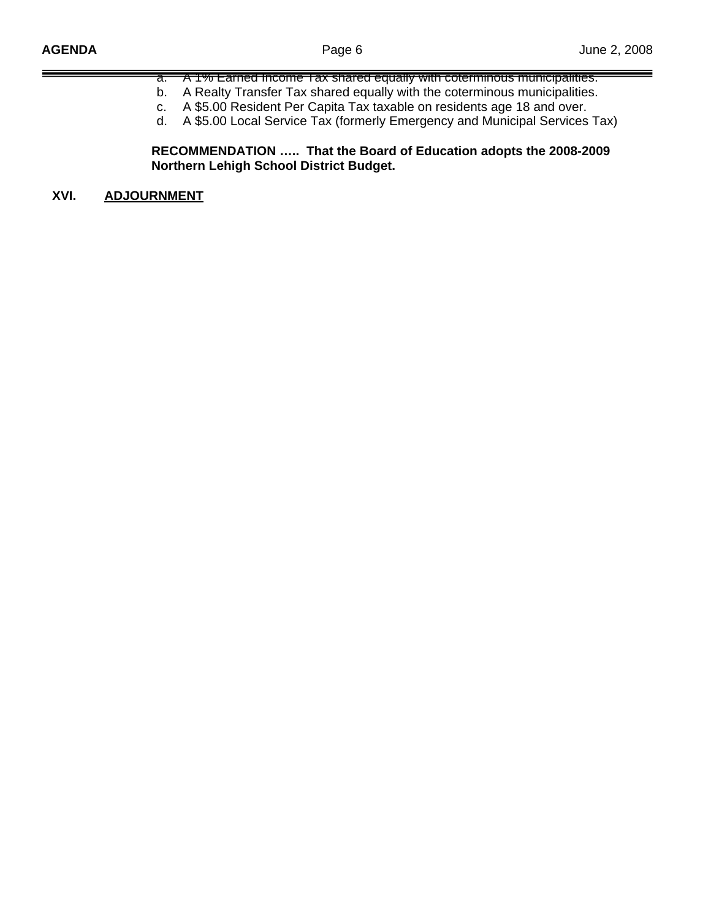a. A 1% Earned Income Tax shared equally with coterminous municipalities.
b. A Realty Transfer Tax shared equally with the coterminous municipalities.
c. A $5.00 Resident Per Capita Tax taxable on residents age 18 and over.
d. A $5.00 Local Service Tax (formerly Emergency and Municipal Services Tax)

**RECOMMENDATION ….. That the Board of Education adopts the 2008-2009 Northern Lehigh School District Budget.**

## XVI. ADJOURNMENT